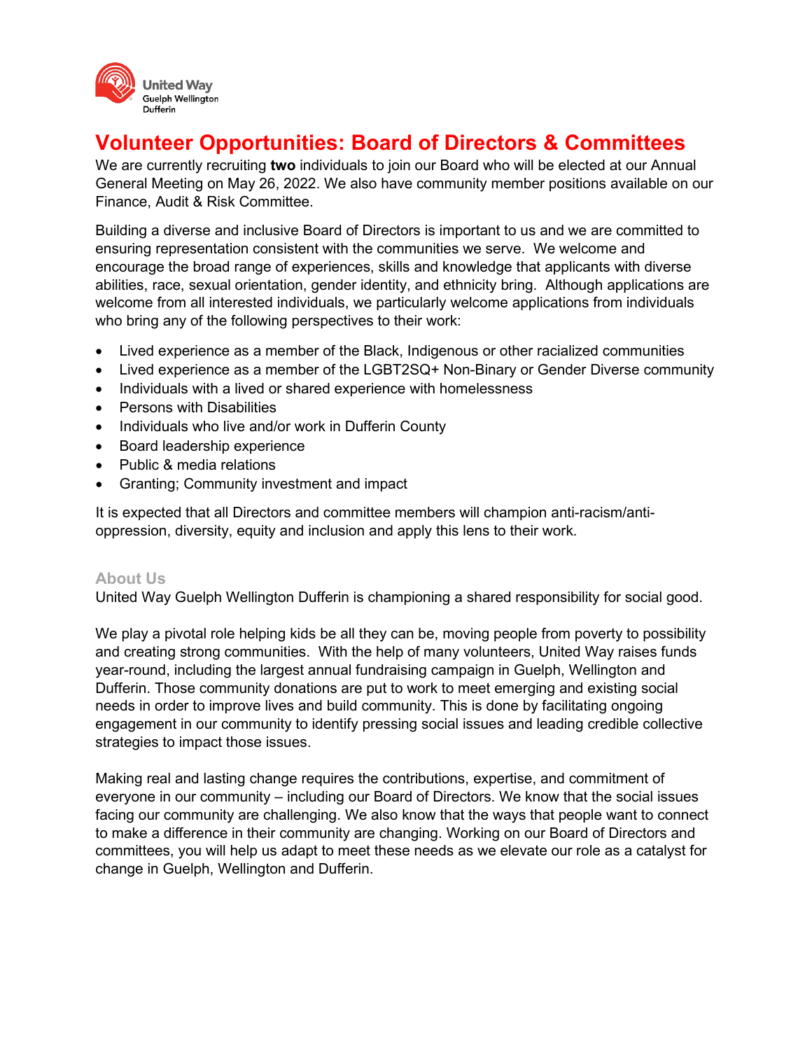United Way Guelph Wellington Dufferin

# Volunteer Opportunities: Board of Directors & Committees

We are currently recruiting **two** individuals to join our Board who will be elected at our Annual General Meeting on May 26, 2022. We also have community member positions available on our Finance, Audit & Risk Committee.

Building a diverse and inclusive Board of Directors is important to us and we are committed to ensuring representation consistent with the communities we serve. We welcome and encourage the broad range of experiences, skills and knowledge that applicants with diverse abilities, race, sexual orientation, gender identity, and ethnicity bring. Although applications are welcome from all interested individuals, we particularly welcome applications from individuals who bring any of the following perspectives to their work:

- Lived experience as a member of the Black, Indigenous or other racialized communities
- Lived experience as a member of the LGBT2SQ+ Non-Binary or Gender Diverse community
- Individuals with a lived or shared experience with homelessness
- Persons with Disabilities
- Individuals who live and/or work in Dufferin County
- Board leadership experience
- Public & media relations
- Granting; Community investment and impact

It is expected that all Directors and committee members will champion anti-racism/anti-oppression, diversity, equity and inclusion and apply this lens to their work.

## About Us

United Way Guelph Wellington Dufferin is championing a shared responsibility for social good.

We play a pivotal role helping kids be all they can be, moving people from poverty to possibility and creating strong communities. With the help of many volunteers, United Way raises funds year-round, including the largest annual fundraising campaign in Guelph, Wellington and Dufferin. Those community donations are put to work to meet emerging and existing social needs in order to improve lives and build community. This is done by facilitating ongoing engagement in our community to identify pressing social issues and leading credible collective strategies to impact those issues.

Making real and lasting change requires the contributions, expertise, and commitment of everyone in our community – including our Board of Directors. We know that the social issues facing our community are challenging. We also know that the ways that people want to connect to make a difference in their community are changing. Working on our Board of Directors and committees, you will help us adapt to meet these needs as we elevate our role as a catalyst for change in Guelph, Wellington and Dufferin.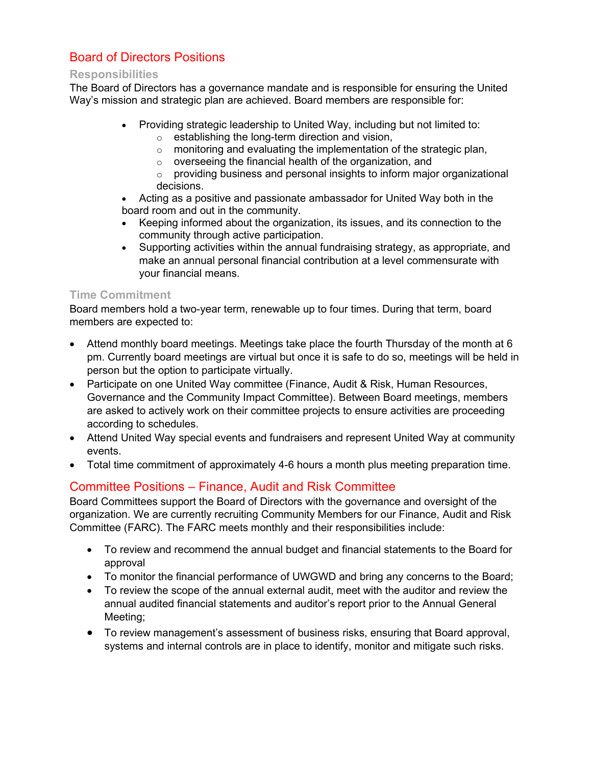## Board of Directors Positions

### Responsibilities

The Board of Directors has a governance mandate and is responsible for ensuring the United Way's mission and strategic plan are achieved. Board members are responsible for:

- Providing strategic leadership to United Way, including but not limited to:
  - establishing the long-term direction and vision,
  - monitoring and evaluating the implementation of the strategic plan,
  - overseeing the financial health of the organization, and
  - providing business and personal insights to inform major organizational decisions.
- Acting as a positive and passionate ambassador for United Way both in the board room and out in the community.
- Keeping informed about the organization, its issues, and its connection to the community through active participation.
- Supporting activities within the annual fundraising strategy, as appropriate, and make an annual personal financial contribution at a level commensurate with your financial means.

### Time Commitment

Board members hold a two-year term, renewable up to four times. During that term, board members are expected to:

- Attend monthly board meetings. Meetings take place the fourth Thursday of the month at 6 pm. Currently board meetings are virtual but once it is safe to do so, meetings will be held in person but the option to participate virtually.
- Participate on one United Way committee (Finance, Audit & Risk, Human Resources, Governance and the Community Impact Committee). Between Board meetings, members are asked to actively work on their committee projects to ensure activities are proceeding according to schedules.
- Attend United Way special events and fundraisers and represent United Way at community events.
- Total time commitment of approximately 4-6 hours a month plus meeting preparation time.

## Committee Positions – Finance, Audit and Risk Committee

Board Committees support the Board of Directors with the governance and oversight of the organization. We are currently recruiting Community Members for our Finance, Audit and Risk Committee (FARC). The FARC meets monthly and their responsibilities include:

- To review and recommend the annual budget and financial statements to the Board for approval
- To monitor the financial performance of UWGWD and bring any concerns to the Board;
- To review the scope of the annual external audit, meet with the auditor and review the annual audited financial statements and auditor's report prior to the Annual General Meeting;
- To review management's assessment of business risks, ensuring that Board approval, systems and internal controls are in place to identify, monitor and mitigate such risks.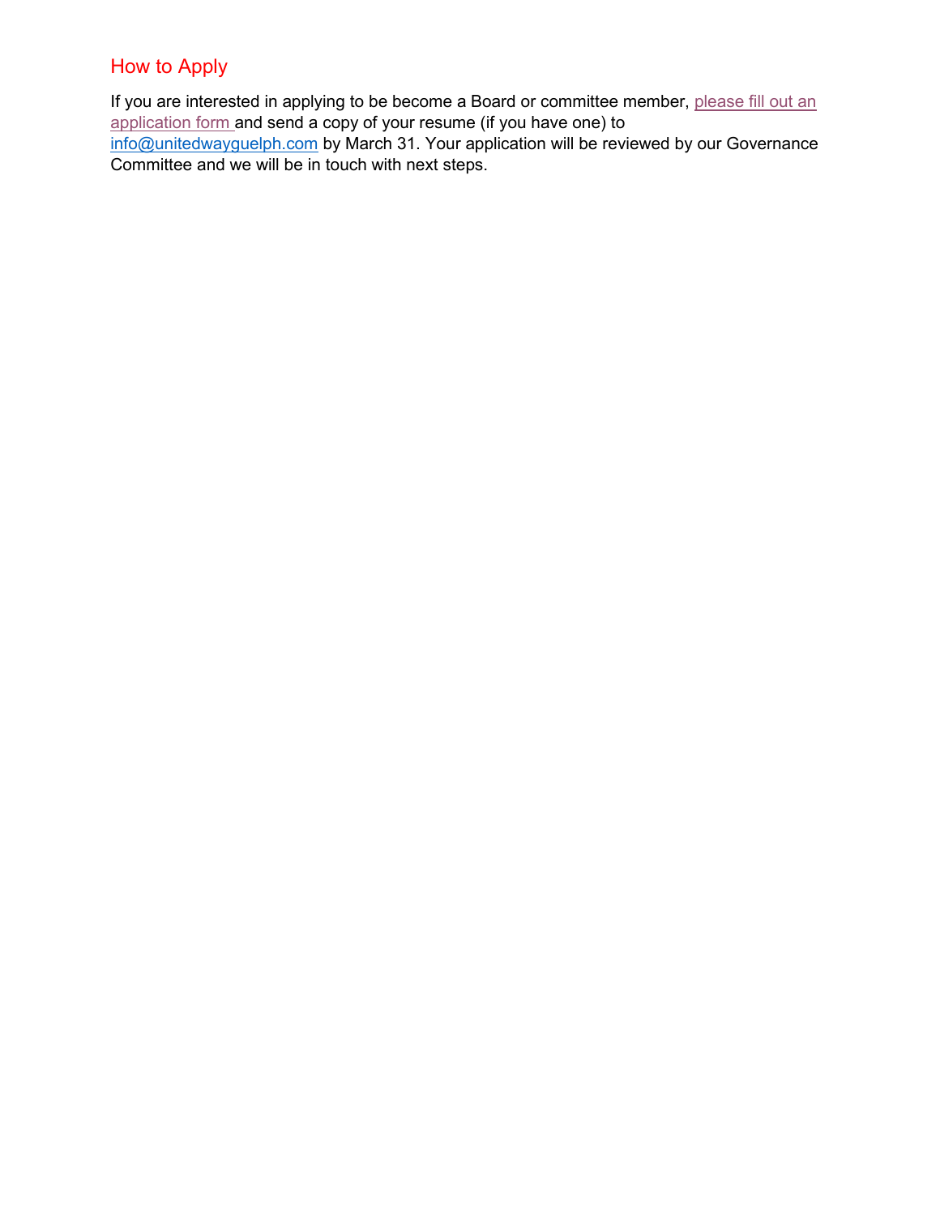## How to Apply

If you are interested in applying to be become a Board or committee member, please fill out an application form and send a copy of your resume (if you have one) to info@unitedwayguelph.com by March 31. Your application will be reviewed by our Governance Committee and we will be in touch with next steps.